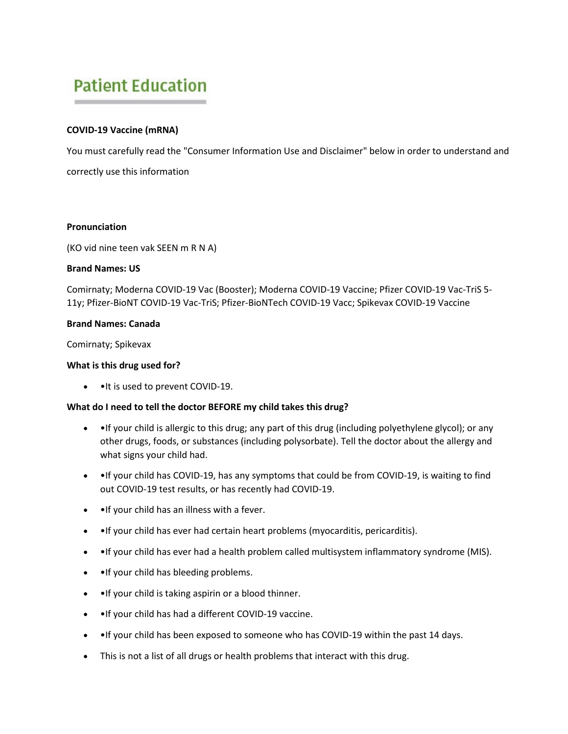# Patient Education

**COVID-19 Vaccine (mRNA)**

You must carefully read the "Consumer Information Use and Disclaimer" below in order to understand and correctly use this information

**Pronunciation**

(KO vid nine teen vak SEEN m R N A)

**Brand Names: US**

Comirnaty; Moderna COVID-19 Vac (Booster); Moderna COVID-19 Vaccine; Pfizer COVID-19 Vac-TriS 5-11y; Pfizer-BioNT COVID-19 Vac-TriS; Pfizer-BioNTech COVID-19 Vacc; Spikevax COVID-19 Vaccine

**Brand Names: Canada**

Comirnaty; Spikevax

**What is this drug used for?**

- •It is used to prevent COVID-19.

**What do I need to tell the doctor BEFORE my child takes this drug?**

- •If your child is allergic to this drug; any part of this drug (including polyethylene glycol); or any other drugs, foods, or substances (including polysorbate). Tell the doctor about the allergy and what signs your child had.
- •If your child has COVID-19, has any symptoms that could be from COVID-19, is waiting to find out COVID-19 test results, or has recently had COVID-19.
- •If your child has an illness with a fever.
- •If your child has ever had certain heart problems (myocarditis, pericarditis).
- •If your child has ever had a health problem called multisystem inflammatory syndrome (MIS).
- •If your child has bleeding problems.
- •If your child is taking aspirin or a blood thinner.
- •If your child has had a different COVID-19 vaccine.
- •If your child has been exposed to someone who has COVID-19 within the past 14 days.
- This is not a list of all drugs or health problems that interact with this drug.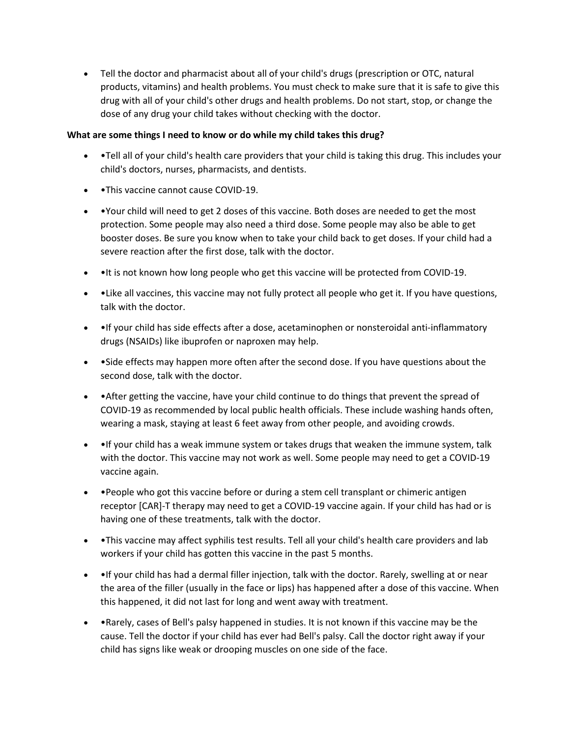- Tell the doctor and pharmacist about all of your child's drugs (prescription or OTC, natural products, vitamins) and health problems. You must check to make sure that it is safe to give this drug with all of your child's other drugs and health problems. Do not start, stop, or change the dose of any drug your child takes without checking with the doctor.

**What are some things I need to know or do while my child takes this drug?**

- •Tell all of your child's health care providers that your child is taking this drug. This includes your child's doctors, nurses, pharmacists, and dentists.
- •This vaccine cannot cause COVID-19.
- •Your child will need to get 2 doses of this vaccine. Both doses are needed to get the most protection. Some people may also need a third dose. Some people may also be able to get booster doses. Be sure you know when to take your child back to get doses. If your child had a severe reaction after the first dose, talk with the doctor.
- •It is not known how long people who get this vaccine will be protected from COVID-19.
- •Like all vaccines, this vaccine may not fully protect all people who get it. If you have questions, talk with the doctor.
- •If your child has side effects after a dose, acetaminophen or nonsteroidal anti-inflammatory drugs (NSAIDs) like ibuprofen or naproxen may help.
- •Side effects may happen more often after the second dose. If you have questions about the second dose, talk with the doctor.
- •After getting the vaccine, have your child continue to do things that prevent the spread of COVID-19 as recommended by local public health officials. These include washing hands often, wearing a mask, staying at least 6 feet away from other people, and avoiding crowds.
- •If your child has a weak immune system or takes drugs that weaken the immune system, talk with the doctor. This vaccine may not work as well. Some people may need to get a COVID-19 vaccine again.
- •People who got this vaccine before or during a stem cell transplant or chimeric antigen receptor [CAR]-T therapy may need to get a COVID-19 vaccine again. If your child has had or is having one of these treatments, talk with the doctor.
- •This vaccine may affect syphilis test results. Tell all your child's health care providers and lab workers if your child has gotten this vaccine in the past 5 months.
- •If your child has had a dermal filler injection, talk with the doctor. Rarely, swelling at or near the area of the filler (usually in the face or lips) has happened after a dose of this vaccine. When this happened, it did not last for long and went away with treatment.
- •Rarely, cases of Bell's palsy happened in studies. It is not known if this vaccine may be the cause. Tell the doctor if your child has ever had Bell's palsy. Call the doctor right away if your child has signs like weak or drooping muscles on one side of the face.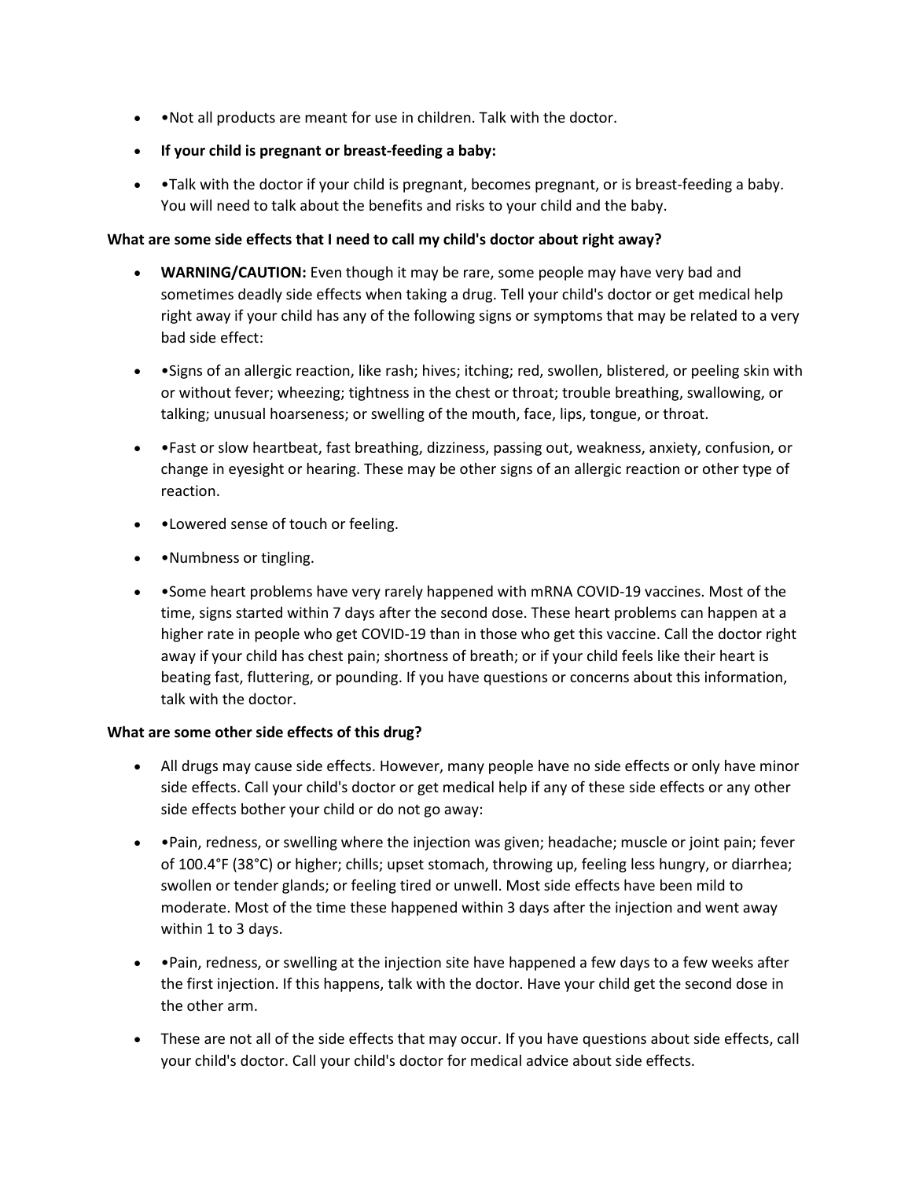- •Not all products are meant for use in children. Talk with the doctor.
- **If your child is pregnant or breast-feeding a baby:**
- •Talk with the doctor if your child is pregnant, becomes pregnant, or is breast-feeding a baby. You will need to talk about the benefits and risks to your child and the baby.

**What are some side effects that I need to call my child's doctor about right away?**

- **WARNING/CAUTION:** Even though it may be rare, some people may have very bad and sometimes deadly side effects when taking a drug. Tell your child's doctor or get medical help right away if your child has any of the following signs or symptoms that may be related to a very bad side effect:
- •Signs of an allergic reaction, like rash; hives; itching; red, swollen, blistered, or peeling skin with or without fever; wheezing; tightness in the chest or throat; trouble breathing, swallowing, or talking; unusual hoarseness; or swelling of the mouth, face, lips, tongue, or throat.
- •Fast or slow heartbeat, fast breathing, dizziness, passing out, weakness, anxiety, confusion, or change in eyesight or hearing. These may be other signs of an allergic reaction or other type of reaction.
- •Lowered sense of touch or feeling.
- •Numbness or tingling.
- •Some heart problems have very rarely happened with mRNA COVID-19 vaccines. Most of the time, signs started within 7 days after the second dose. These heart problems can happen at a higher rate in people who get COVID-19 than in those who get this vaccine. Call the doctor right away if your child has chest pain; shortness of breath; or if your child feels like their heart is beating fast, fluttering, or pounding. If you have questions or concerns about this information, talk with the doctor.

**What are some other side effects of this drug?**

- All drugs may cause side effects. However, many people have no side effects or only have minor side effects. Call your child's doctor or get medical help if any of these side effects or any other side effects bother your child or do not go away:
- •Pain, redness, or swelling where the injection was given; headache; muscle or joint pain; fever of 100.4°F (38°C) or higher; chills; upset stomach, throwing up, feeling less hungry, or diarrhea; swollen or tender glands; or feeling tired or unwell. Most side effects have been mild to moderate. Most of the time these happened within 3 days after the injection and went away within 1 to 3 days.
- •Pain, redness, or swelling at the injection site have happened a few days to a few weeks after the first injection. If this happens, talk with the doctor. Have your child get the second dose in the other arm.
- These are not all of the side effects that may occur. If you have questions about side effects, call your child's doctor. Call your child's doctor for medical advice about side effects.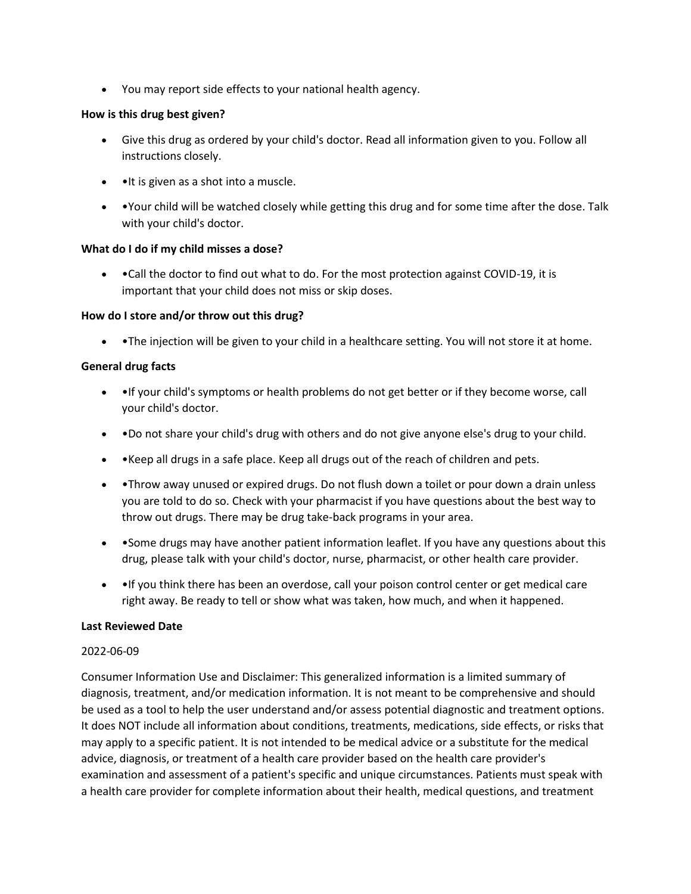- You may report side effects to your national health agency.

**How is this drug best given?**

- Give this drug as ordered by your child's doctor. Read all information given to you. Follow all instructions closely.
- •It is given as a shot into a muscle.
- •Your child will be watched closely while getting this drug and for some time after the dose. Talk with your child's doctor.

**What do I do if my child misses a dose?**

- •Call the doctor to find out what to do. For the most protection against COVID-19, it is important that your child does not miss or skip doses.

**How do I store and/or throw out this drug?**

- •The injection will be given to your child in a healthcare setting. You will not store it at home.

**General drug facts**

- •If your child's symptoms or health problems do not get better or if they become worse, call your child's doctor.
- •Do not share your child's drug with others and do not give anyone else's drug to your child.
- •Keep all drugs in a safe place. Keep all drugs out of the reach of children and pets.
- •Throw away unused or expired drugs. Do not flush down a toilet or pour down a drain unless you are told to do so. Check with your pharmacist if you have questions about the best way to throw out drugs. There may be drug take-back programs in your area.
- •Some drugs may have another patient information leaflet. If you have any questions about this drug, please talk with your child's doctor, nurse, pharmacist, or other health care provider.
- •If you think there has been an overdose, call your poison control center or get medical care right away. Be ready to tell or show what was taken, how much, and when it happened.

**Last Reviewed Date**

2022-06-09

Consumer Information Use and Disclaimer: This generalized information is a limited summary of diagnosis, treatment, and/or medication information. It is not meant to be comprehensive and should be used as a tool to help the user understand and/or assess potential diagnostic and treatment options. It does NOT include all information about conditions, treatments, medications, side effects, or risks that may apply to a specific patient. It is not intended to be medical advice or a substitute for the medical advice, diagnosis, or treatment of a health care provider based on the health care provider's examination and assessment of a patient's specific and unique circumstances. Patients must speak with a health care provider for complete information about their health, medical questions, and treatment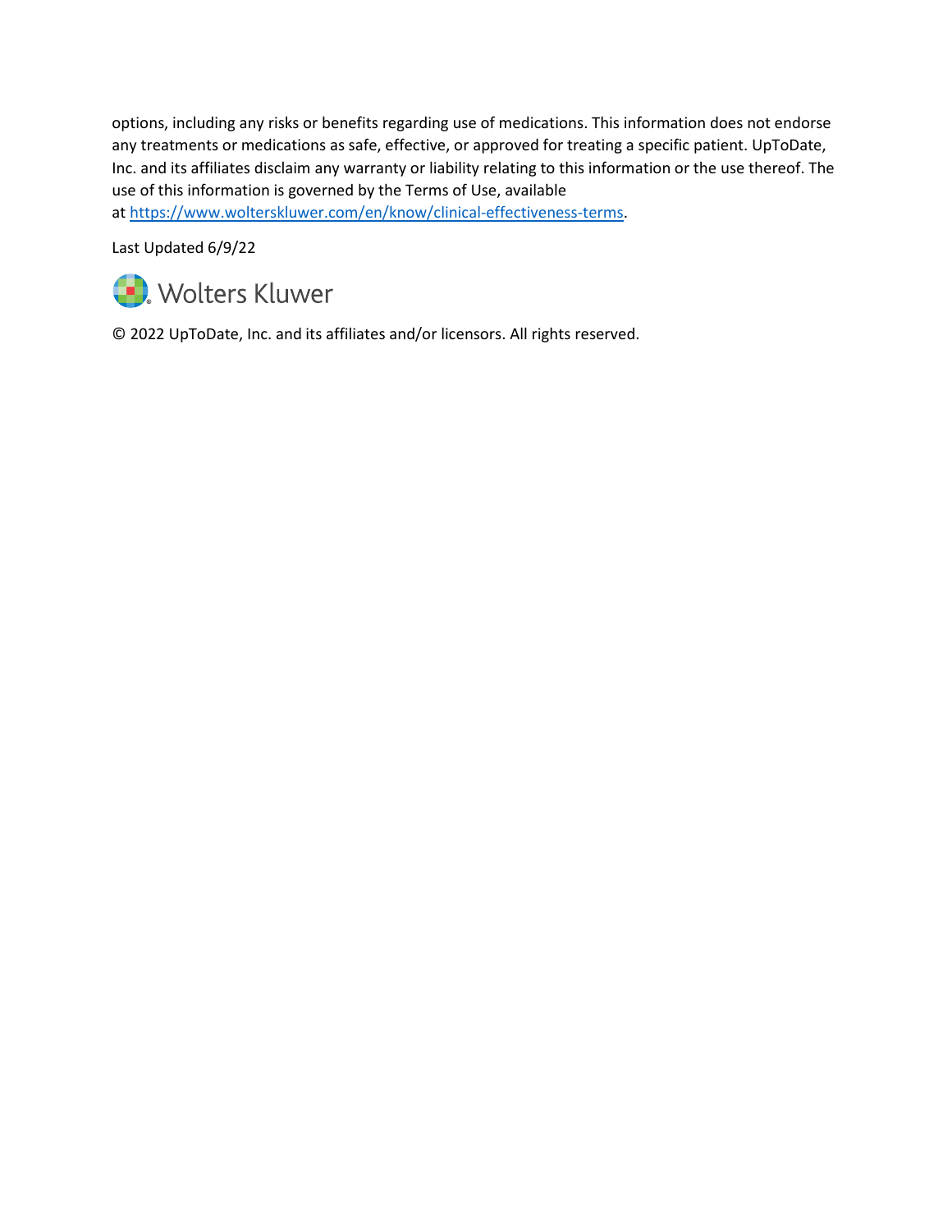options, including any risks or benefits regarding use of medications. This information does not endorse any treatments or medications as safe, effective, or approved for treating a specific patient. UpToDate, Inc. and its affiliates disclaim any warranty or liability relating to this information or the use thereof. The use of this information is governed by the Terms of Use, available at https://www.wolterskluwer.com/en/know/clinical-effectiveness-terms.

Last Updated 6/9/22

Wolters Kluwer

© 2022 UpToDate, Inc. and its affiliates and/or licensors. All rights reserved.